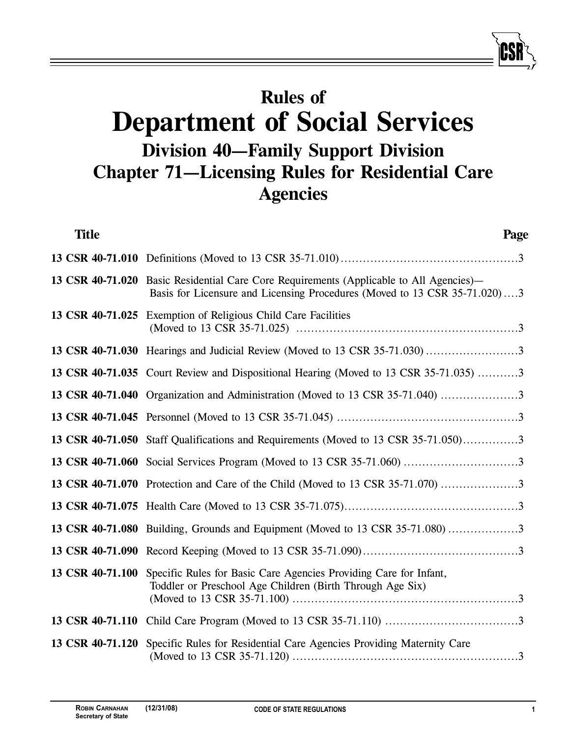# Rules of Department of Social Services

## Division 40—Family Support Division
## Chapter 71—Licensing Rules for Residential Care Agencies

| Title | | Page |
|---|---|---|
| 13 CSR 40-71.010 | Definitions (Moved to 13 CSR 35-71.010) | 3 |
| 13 CSR 40-71.020 | Basic Residential Care Core Requirements (Applicable to All Agencies)—Basis for Licensure and Licensing Procedures (Moved to 13 CSR 35-71.020) | 3 |
| 13 CSR 40-71.025 | Exemption of Religious Child Care Facilities (Moved to 13 CSR 35-71.025) | 3 |
| 13 CSR 40-71.030 | Hearings and Judicial Review (Moved to 13 CSR 35-71.030) | 3 |
| 13 CSR 40-71.035 | Court Review and Dispositional Hearing (Moved to 13 CSR 35-71.035) | 3 |
| 13 CSR 40-71.040 | Organization and Administration (Moved to 13 CSR 35-71.040) | 3 |
| 13 CSR 40-71.045 | Personnel (Moved to 13 CSR 35-71.045) | 3 |
| 13 CSR 40-71.050 | Staff Qualifications and Requirements (Moved to 13 CSR 35-71.050) | 3 |
| 13 CSR 40-71.060 | Social Services Program (Moved to 13 CSR 35-71.060) | 3 |
| 13 CSR 40-71.070 | Protection and Care of the Child (Moved to 13 CSR 35-71.070) | 3 |
| 13 CSR 40-71.075 | Health Care (Moved to 13 CSR 35-71.075) | 3 |
| 13 CSR 40-71.080 | Building, Grounds and Equipment (Moved to 13 CSR 35-71.080) | 3 |
| 13 CSR 40-71.090 | Record Keeping (Moved to 13 CSR 35-71.090) | 3 |
| 13 CSR 40-71.100 | Specific Rules for Basic Care Agencies Providing Care for Infant, Toddler or Preschool Age Children (Birth Through Age Six) (Moved to 13 CSR 35-71.100) | 3 |
| 13 CSR 40-71.110 | Child Care Program (Moved to 13 CSR 35-71.110) | 3 |
| 13 CSR 40-71.120 | Specific Rules for Residential Care Agencies Providing Maternity Care (Moved to 13 CSR 35-71.120) | 3 |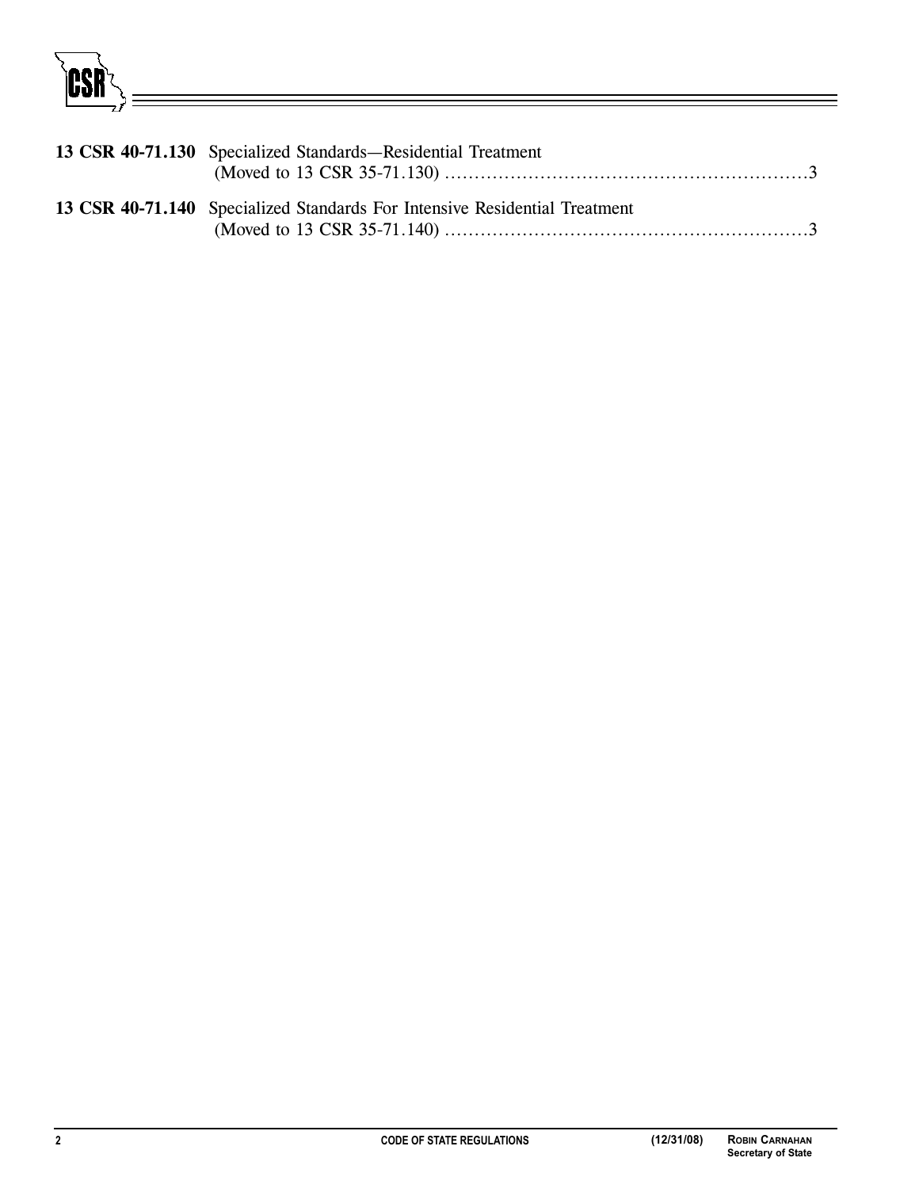**13 CSR 40-71.130** Specialized Standards—Residential Treatment (Moved to 13 CSR 35-71.130) ……………………………………………………3

**13 CSR 40-71.140** Specialized Standards For Intensive Residential Treatment (Moved to 13 CSR 35-71.140) ……………………………………………………3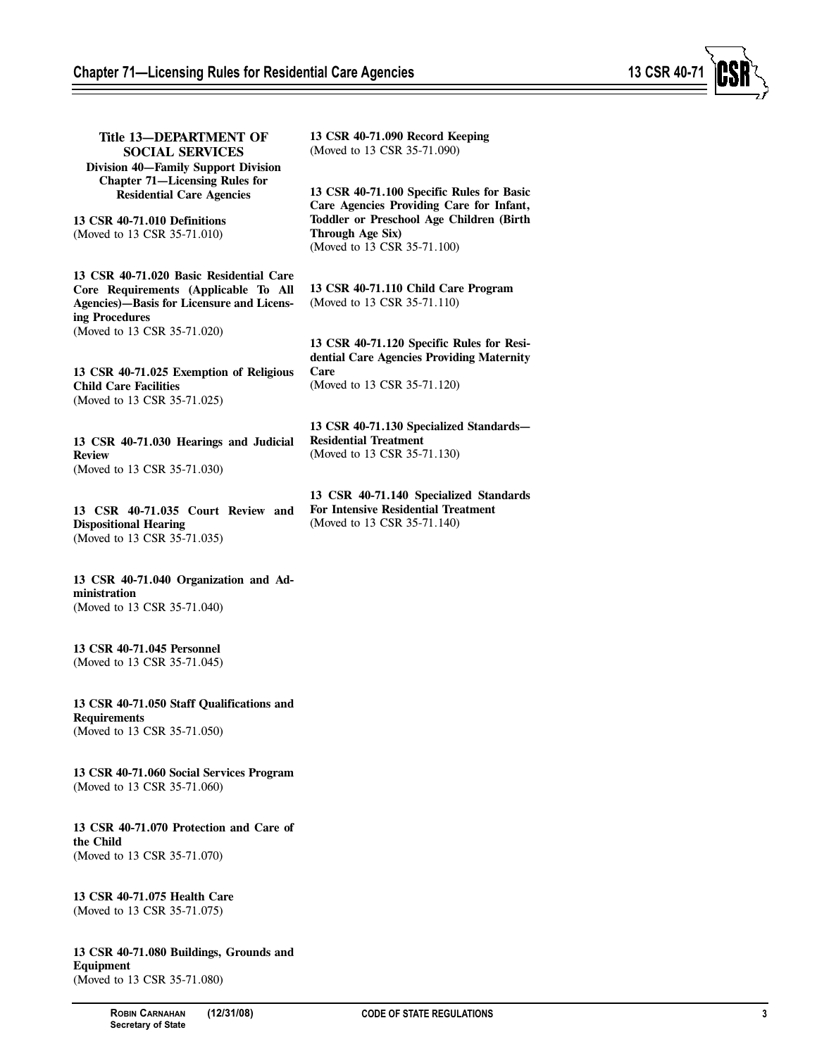**Title 13—DEPARTMENT OF SOCIAL SERVICES**
**Division 40—Family Support Division**
**Chapter 71—Licensing Rules for Residential Care Agencies**

**13 CSR 40-71.010 Definitions**
(Moved to 13 CSR 35-71.010)

**13 CSR 40-71.020 Basic Residential Care Core Requirements (Applicable To All Agencies)—Basis for Licensure and Licensing Procedures**
(Moved to 13 CSR 35-71.020)

**13 CSR 40-71.025 Exemption of Religious Child Care Facilities**
(Moved to 13 CSR 35-71.025)

**13 CSR 40-71.030 Hearings and Judicial Review**
(Moved to 13 CSR 35-71.030)

**13 CSR 40-71.035 Court Review and Dispositional Hearing**
(Moved to 13 CSR 35-71.035)

**13 CSR 40-71.040 Organization and Administration**
(Moved to 13 CSR 35-71.040)

**13 CSR 40-71.045 Personnel**
(Moved to 13 CSR 35-71.045)

**13 CSR 40-71.050 Staff Qualifications and Requirements**
(Moved to 13 CSR 35-71.050)

**13 CSR 40-71.060 Social Services Program**
(Moved to 13 CSR 35-71.060)

**13 CSR 40-71.070 Protection and Care of the Child**
(Moved to 13 CSR 35-71.070)

**13 CSR 40-71.075 Health Care**
(Moved to 13 CSR 35-71.075)

**13 CSR 40-71.080 Buildings, Grounds and Equipment**
(Moved to 13 CSR 35-71.080)

**13 CSR 40-71.090 Record Keeping**
(Moved to 13 CSR 35-71.090)

**13 CSR 40-71.100 Specific Rules for Basic Care Agencies Providing Care for Infant, Toddler or Preschool Age Children (Birth Through Age Six)**
(Moved to 13 CSR 35-71.100)

**13 CSR 40-71.110 Child Care Program**
(Moved to 13 CSR 35-71.110)

**13 CSR 40-71.120 Specific Rules for Residential Care Agencies Providing Maternity Care**
(Moved to 13 CSR 35-71.120)

**13 CSR 40-71.130 Specialized Standards—Residential Treatment**
(Moved to 13 CSR 35-71.130)

**13 CSR 40-71.140 Specialized Standards For Intensive Residential Treatment**
(Moved to 13 CSR 35-71.140)